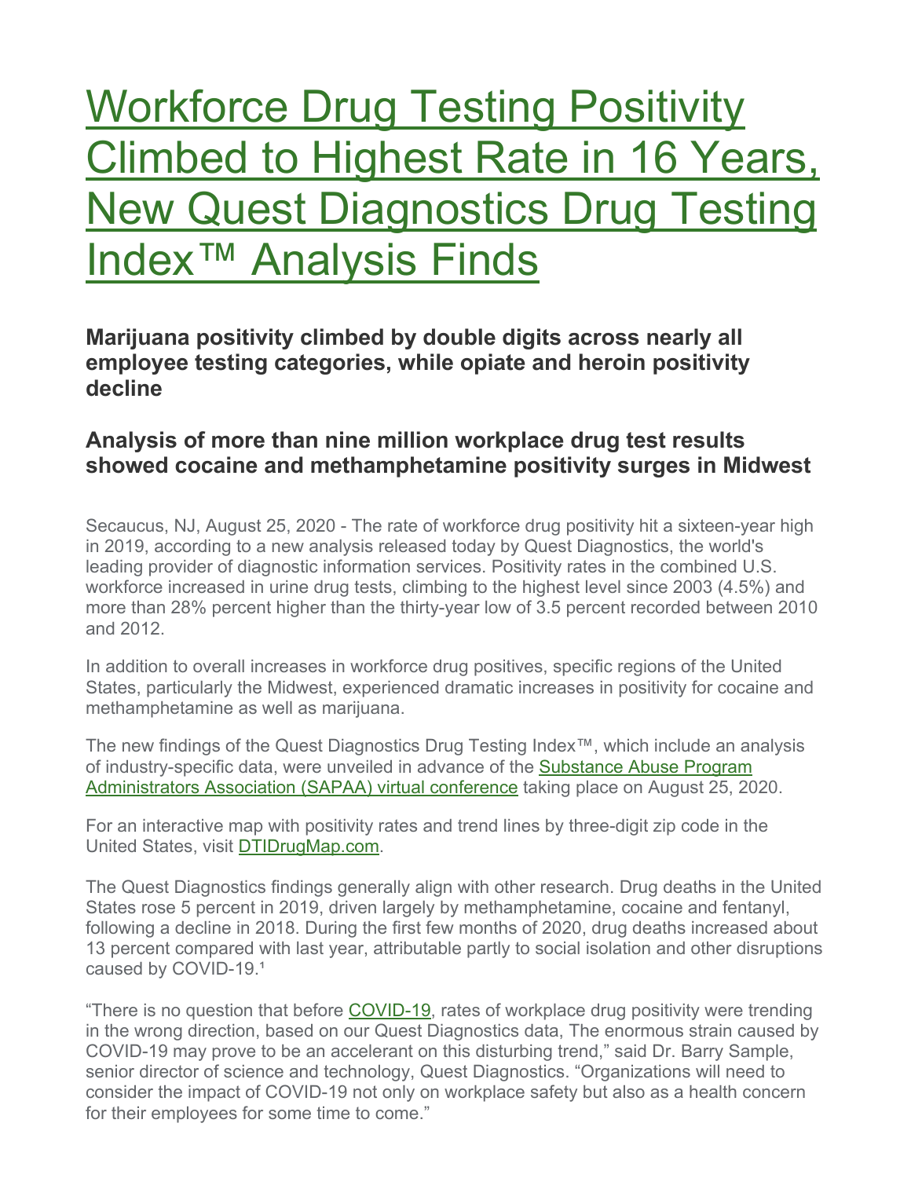# Workforce Drug Testing Positivity Climbed to Highest Rate in 16 Years, New Quest Diagnostics Drug Testing Index™ Analysis Finds

### Marijuana positivity climbed by double digits across nearly all employee testing categories, while opiate and heroin positivity decline

### Analysis of more than nine million workplace drug test results showed cocaine and methamphetamine positivity surges in Midwest

Secaucus, NJ, August 25, 2020 - The rate of workforce drug positivity hit a sixteen-year high in 2019, according to a new analysis released today by Quest Diagnostics, the world's leading provider of diagnostic information services. Positivity rates in the combined U.S. workforce increased in urine drug tests, climbing to the highest level since 2003 (4.5%) and more than 28% percent higher than the thirty-year low of 3.5 percent recorded between 2010 and 2012.

In addition to overall increases in workforce drug positives, specific regions of the United States, particularly the Midwest, experienced dramatic increases in positivity for cocaine and methamphetamine as well as marijuana.

The new findings of the Quest Diagnostics Drug Testing Index™, which include an analysis of industry-specific data, were unveiled in advance of the Substance Abuse Program Administrators Association (SAPAA) virtual conference taking place on August 25, 2020.

For an interactive map with positivity rates and trend lines by three-digit zip code in the United States, visit DTIDrugMap.com.

The Quest Diagnostics findings generally align with other research. Drug deaths in the United States rose 5 percent in 2019, driven largely by methamphetamine, cocaine and fentanyl, following a decline in 2018. During the first few months of 2020, drug deaths increased about 13 percent compared with last year, attributable partly to social isolation and other disruptions caused by COVID-19.[1]

"There is no question that before COVID-19, rates of workplace drug positivity were trending in the wrong direction, based on our Quest Diagnostics data, The enormous strain caused by COVID-19 may prove to be an accelerant on this disturbing trend," said Dr. Barry Sample, senior director of science and technology, Quest Diagnostics. "Organizations will need to consider the impact of COVID-19 not only on workplace safety but also as a health concern for their employees for some time to come."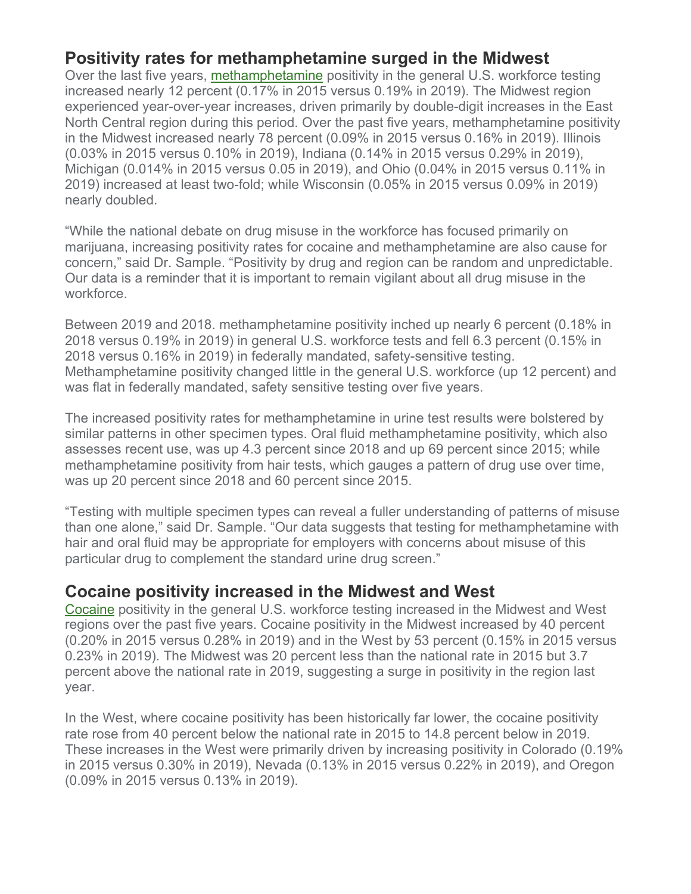## Positivity rates for methamphetamine surged in the Midwest

Over the last five years, methamphetamine positivity in the general U.S. workforce testing increased nearly 12 percent (0.17% in 2015 versus 0.19% in 2019). The Midwest region experienced year-over-year increases, driven primarily by double-digit increases in the East North Central region during this period. Over the past five years, methamphetamine positivity in the Midwest increased nearly 78 percent (0.09% in 2015 versus 0.16% in 2019). Illinois (0.03% in 2015 versus 0.10% in 2019), Indiana (0.14% in 2015 versus 0.29% in 2019), Michigan (0.014% in 2015 versus 0.05 in 2019), and Ohio (0.04% in 2015 versus 0.11% in 2019) increased at least two-fold; while Wisconsin (0.05% in 2015 versus 0.09% in 2019) nearly doubled.

"While the national debate on drug misuse in the workforce has focused primarily on marijuana, increasing positivity rates for cocaine and methamphetamine are also cause for concern," said Dr. Sample. "Positivity by drug and region can be random and unpredictable. Our data is a reminder that it is important to remain vigilant about all drug misuse in the workforce.

Between 2019 and 2018. methamphetamine positivity inched up nearly 6 percent (0.18% in 2018 versus 0.19% in 2019) in general U.S. workforce tests and fell 6.3 percent (0.15% in 2018 versus 0.16% in 2019) in federally mandated, safety-sensitive testing. Methamphetamine positivity changed little in the general U.S. workforce (up 12 percent) and was flat in federally mandated, safety sensitive testing over five years.

The increased positivity rates for methamphetamine in urine test results were bolstered by similar patterns in other specimen types. Oral fluid methamphetamine positivity, which also assesses recent use, was up 4.3 percent since 2018 and up 69 percent since 2015; while methamphetamine positivity from hair tests, which gauges a pattern of drug use over time, was up 20 percent since 2018 and 60 percent since 2015.

"Testing with multiple specimen types can reveal a fuller understanding of patterns of misuse than one alone," said Dr. Sample. "Our data suggests that testing for methamphetamine with hair and oral fluid may be appropriate for employers with concerns about misuse of this particular drug to complement the standard urine drug screen."

## Cocaine positivity increased in the Midwest and West

Cocaine positivity in the general U.S. workforce testing increased in the Midwest and West regions over the past five years. Cocaine positivity in the Midwest increased by 40 percent (0.20% in 2015 versus 0.28% in 2019) and in the West by 53 percent (0.15% in 2015 versus 0.23% in 2019). The Midwest was 20 percent less than the national rate in 2015 but 3.7 percent above the national rate in 2019, suggesting a surge in positivity in the region last year.

In the West, where cocaine positivity has been historically far lower, the cocaine positivity rate rose from 40 percent below the national rate in 2015 to 14.8 percent below in 2019. These increases in the West were primarily driven by increasing positivity in Colorado (0.19% in 2015 versus 0.30% in 2019), Nevada (0.13% in 2015 versus 0.22% in 2019), and Oregon (0.09% in 2015 versus 0.13% in 2019).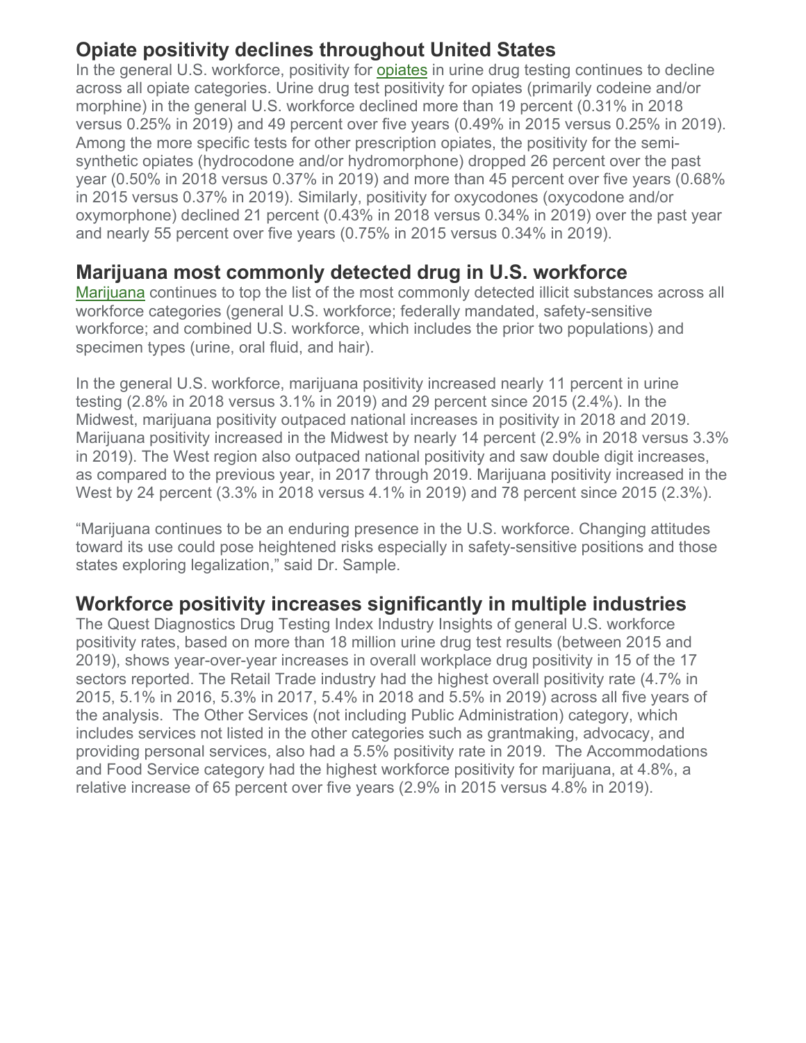## Opiate positivity declines throughout United States

In the general U.S. workforce, positivity for opiates in urine drug testing continues to decline across all opiate categories. Urine drug test positivity for opiates (primarily codeine and/or morphine) in the general U.S. workforce declined more than 19 percent (0.31% in 2018 versus 0.25% in 2019) and 49 percent over five years (0.49% in 2015 versus 0.25% in 2019). Among the more specific tests for other prescription opiates, the positivity for the semi-synthetic opiates (hydrocodone and/or hydromorphone) dropped 26 percent over the past year (0.50% in 2018 versus 0.37% in 2019) and more than 45 percent over five years (0.68% in 2015 versus 0.37% in 2019). Similarly, positivity for oxycodones (oxycodone and/or oxymorphone) declined 21 percent (0.43% in 2018 versus 0.34% in 2019) over the past year and nearly 55 percent over five years (0.75% in 2015 versus 0.34% in 2019).

## Marijuana most commonly detected drug in U.S. workforce

Marijuana continues to top the list of the most commonly detected illicit substances across all workforce categories (general U.S. workforce; federally mandated, safety-sensitive workforce; and combined U.S. workforce, which includes the prior two populations) and specimen types (urine, oral fluid, and hair).

In the general U.S. workforce, marijuana positivity increased nearly 11 percent in urine testing (2.8% in 2018 versus 3.1% in 2019) and 29 percent since 2015 (2.4%). In the Midwest, marijuana positivity outpaced national increases in positivity in 2018 and 2019. Marijuana positivity increased in the Midwest by nearly 14 percent (2.9% in 2018 versus 3.3% in 2019). The West region also outpaced national positivity and saw double digit increases, as compared to the previous year, in 2017 through 2019. Marijuana positivity increased in the West by 24 percent (3.3% in 2018 versus 4.1% in 2019) and 78 percent since 2015 (2.3%).

"Marijuana continues to be an enduring presence in the U.S. workforce. Changing attitudes toward its use could pose heightened risks especially in safety-sensitive positions and those states exploring legalization," said Dr. Sample.

## Workforce positivity increases significantly in multiple industries

The Quest Diagnostics Drug Testing Index Industry Insights of general U.S. workforce positivity rates, based on more than 18 million urine drug test results (between 2015 and 2019), shows year-over-year increases in overall workplace drug positivity in 15 of the 17 sectors reported. The Retail Trade industry had the highest overall positivity rate (4.7% in 2015, 5.1% in 2016, 5.3% in 2017, 5.4% in 2018 and 5.5% in 2019) across all five years of the analysis. The Other Services (not including Public Administration) category, which includes services not listed in the other categories such as grantmaking, advocacy, and providing personal services, also had a 5.5% positivity rate in 2019. The Accommodations and Food Service category had the highest workforce positivity for marijuana, at 4.8%, a relative increase of 65 percent over five years (2.9% in 2015 versus 4.8% in 2019).